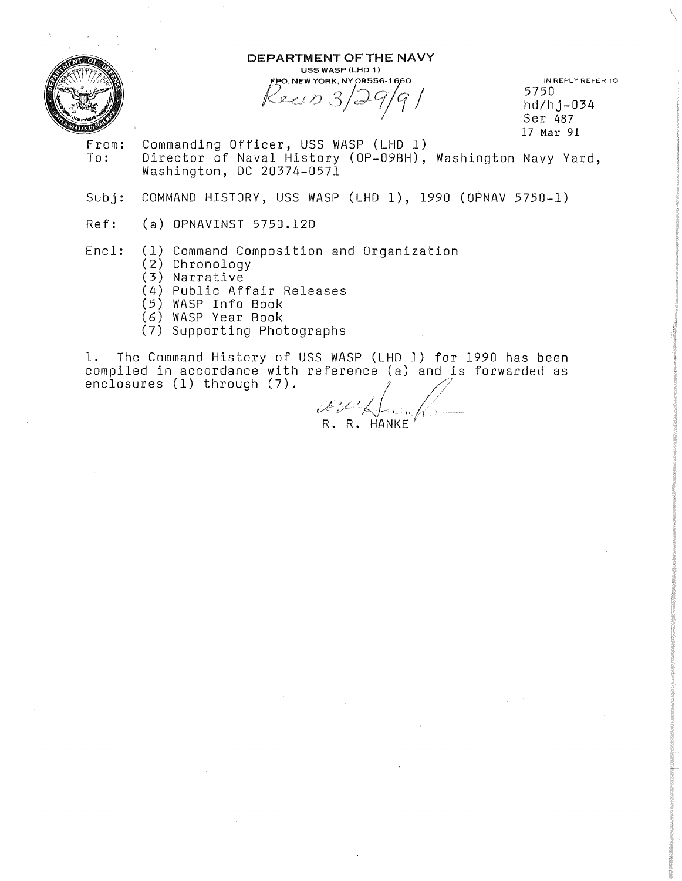**DEPARTMENT OF THE NAVY**
USS WASP (LHD 1)
FPO, NEW YORK, NY 09556-1660

Recd 3/29/91

IN REPLY REFER TO:
5750
hd/hj-034
Ser 487
17 Mar 91

From: Commanding Officer, USS WASP (LHD 1)
To: Director of Naval History (OP-09BH), Washington Navy Yard, Washington, DC 20374-0571

Subj: COMMAND HISTORY, USS WASP (LHD 1), 1990 (OPNAV 5750-1)

Ref: (a) OPNAVINST 5750.12D

Encl: (1) Command Composition and Organization
(2) Chronology
(3) Narrative
(4) Public Affair Releases
(5) WASP Info Book
(6) WASP Year Book
(7) Supporting Photographs

1. The Command History of USS WASP (LHD 1) for 1990 has been compiled in accordance with reference (a) and is forwarded as enclosures (1) through (7).

R. R. HANKE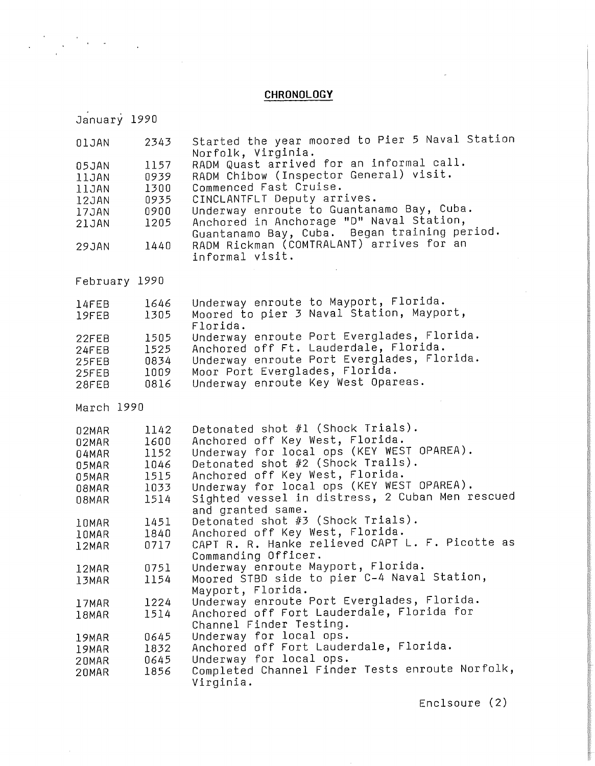# CHRONOLOGY

## January 1990

| | | |
|---|---|---|
| 01JAN | 2343 | Started the year moored to Pier 5 Naval Station Norfolk, Virginia. |
| 05JAN | 1157 | RADM Quast arrived for an informal call. |
| 11JAN | 0939 | RADM Chibow (Inspector General) visit. |
| 11JAN | 1300 | Commenced Fast Cruise. |
| 12JAN | 0935 | CINCLANTFLT Deputy arrives. |
| 17JAN | 0900 | Underway enroute to Guantanamo Bay, Cuba. |
| 21JAN | 1205 | Anchored in Anchorage "D" Naval Station, Guantanamo Bay, Cuba. Began training period. |
| 29JAN | 1440 | RADM Rickman (COMTRALANT) arrives for an informal visit. |

## February 1990

| | | |
|---|---|---|
| 14FEB | 1646 | Underway enroute to Mayport, Florida. |
| 19FEB | 1305 | Moored to pier 3 Naval Station, Mayport, Florida. |
| 22FEB | 1505 | Underway enroute Port Everglades, Florida. |
| 24FEB | 1525 | Anchored off Ft. Lauderdale, Florida. |
| 25FEB | 0834 | Underway enroute Port Everglades, Florida. |
| 25FEB | 1009 | Moor Port Everglades, Florida. |
| 28FEB | 0816 | Underway enroute Key West Opareas. |

## March 1990

| | | |
|---|---|---|
| 02MAR | 1142 | Detonated shot #1 (Shock Trials). |
| 02MAR | 1600 | Anchored off Key West, Florida. |
| 04MAR | 1152 | Underway for local ops (KEY WEST OPAREA). |
| 05MAR | 1046 | Detonated shot #2 (Shock Trails). |
| 05MAR | 1515 | Anchored off Key West, Florida. |
| 08MAR | 1033 | Underway for local ops (KEY WEST OPAREA). |
| 08MAR | 1514 | Sighted vessel in distress, 2 Cuban Men rescued and granted same. |
| 10MAR | 1451 | Detonated shot #3 (Shock Trials). |
| 10MAR | 1840 | Anchored off Key West, Florida. |
| 12MAR | 0717 | CAPT R. R. Hanke relieved CAPT L. F. Picotte as Commanding Officer. |
| 12MAR | 0751 | Underway enroute Mayport, Florida. |
| 13MAR | 1154 | Moored STBD side to pier C-4 Naval Station, Mayport, Florida. |
| 17MAR | 1224 | Underway enroute Port Everglades, Florida. |
| 18MAR | 1514 | Anchored off Fort Lauderdale, Florida for Channel Finder Testing. |
| 19MAR | 0645 | Underway for local ops. |
| 19MAR | 1832 | Anchored off Fort Lauderdale, Florida. |
| 20MAR | 0645 | Underway for local ops. |
| 20MAR | 1856 | Completed Channel Finder Tests enroute Norfolk, Virginia. |

Enclsoure (2)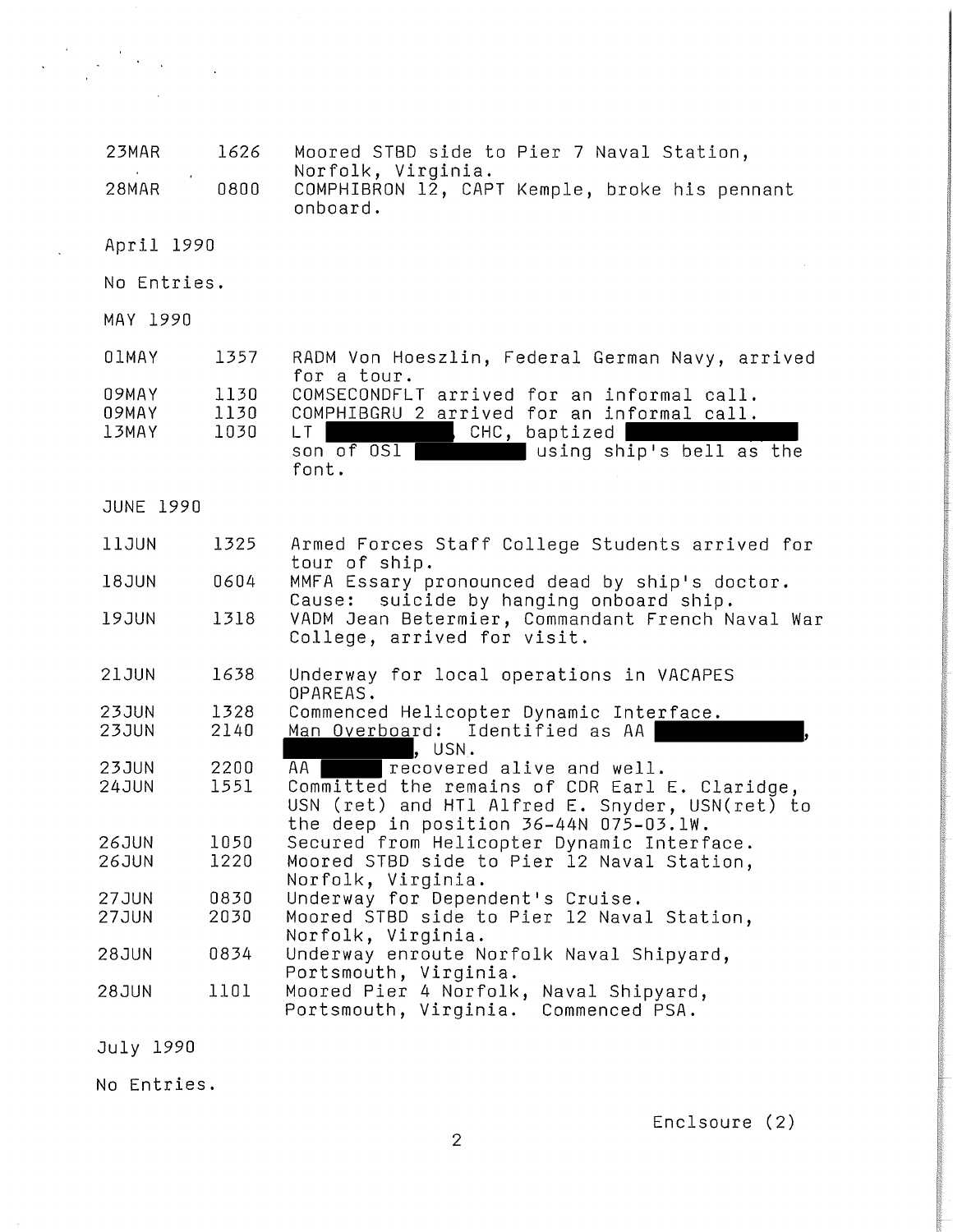| | | |
|---|---|---|
| 23MAR | 1626 | Moored STBD side to Pier 7 Naval Station, Norfolk, Virginia. |
| 28MAR | 0800 | COMPHIBRON 12, CAPT Kemple, broke his pennant onboard. |

April 1990

No Entries.

MAY 1990

| | | |
|---|---|---|
| 01MAY | 1357 | RADM Von Hoeszlin, Federal German Navy, arrived for a tour. |
| 09MAY | 1130 | COMSECONDFLT arrived for an informal call. |
| 09MAY | 1130 | COMPHIBGRU 2 arrived for an informal call. |
| 13MAY | 1030 | LT [REDACTED], CHC, baptized [REDACTED] son of OS1 [REDACTED] using ship's bell as the font. |

JUNE 1990

| | | |
|---|---|---|
| 11JUN | 1325 | Armed Forces Staff College Students arrived for tour of ship. |
| 18JUN | 0604 | MMFA Essary pronounced dead by ship's doctor. Cause: suicide by hanging onboard ship. |
| 19JUN | 1318 | VADM Jean Betermier, Commandant French Naval War College, arrived for visit. |
| 21JUN | 1638 | Underway for local operations in VACAPES OPAREAS. |
| 23JUN | 1328 | Commenced Helicopter Dynamic Interface. |
| 23JUN | 2140 | Man Overboard: Identified as AA [REDACTED], [REDACTED], USN. |
| 23JUN | 2200 | AA [REDACTED] recovered alive and well. |
| 24JUN | 1551 | Committed the remains of CDR Earl E. Claridge, USN (ret) and HT1 Alfred E. Snyder, USN(ret) to the deep in position 36-44N 075-03.1W. |
| 26JUN | 1050 | Secured from Helicopter Dynamic Interface. |
| 26JUN | 1220 | Moored STBD side to Pier 12 Naval Station, Norfolk, Virginia. |
| 27JUN | 0830 | Underway for Dependent's Cruise. |
| 27JUN | 2030 | Moored STBD side to Pier 12 Naval Station, Norfolk, Virginia. |
| 28JUN | 0834 | Underway enroute Norfolk Naval Shipyard, Portsmouth, Virginia. |
| 28JUN | 1101 | Moored Pier 4 Norfolk, Naval Shipyard, Portsmouth, Virginia. Commenced PSA. |

July 1990

No Entries.

Enclsoure (2)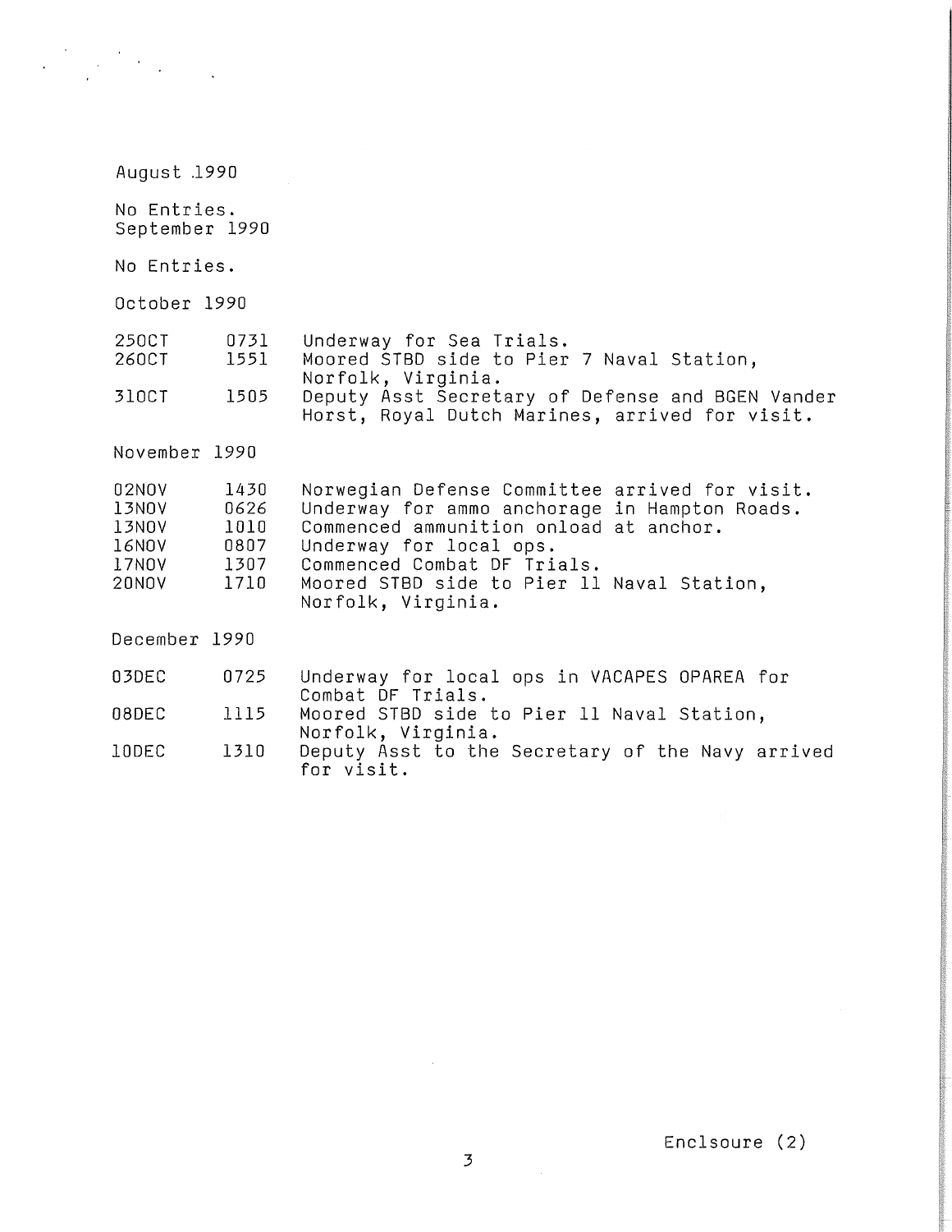August 1990

No Entries.

September 1990

No Entries.

October 1990

| | | |
|---|---|---|
| 25OCT | 0731 | Underway for Sea Trials. |
| 26OCT | 1551 | Moored STBD side to Pier 7 Naval Station, Norfolk, Virginia. |
| 31OCT | 1505 | Deputy Asst Secretary of Defense and BGEN Vander Horst, Royal Dutch Marines, arrived for visit. |

November 1990

| | | |
|---|---|---|
| 02NOV | 1430 | Norwegian Defense Committee arrived for visit. |
| 13NOV | 0626 | Underway for ammo anchorage in Hampton Roads. |
| 13NOV | 1010 | Commenced ammunition onload at anchor. |
| 16NOV | 0807 | Underway for local ops. |
| 17NOV | 1307 | Commenced Combat DF Trials. |
| 20NOV | 1710 | Moored STBD side to Pier 11 Naval Station, Norfolk, Virginia. |

December 1990

| | | |
|---|---|---|
| 03DEC | 0725 | Underway for local ops in VACAPES OPAREA for Combat DF Trials. |
| 08DEC | 1115 | Moored STBD side to Pier 11 Naval Station, Norfolk, Virginia. |
| 10DEC | 1310 | Deputy Asst to the Secretary of the Navy arrived for visit. |

Enclsoure (2)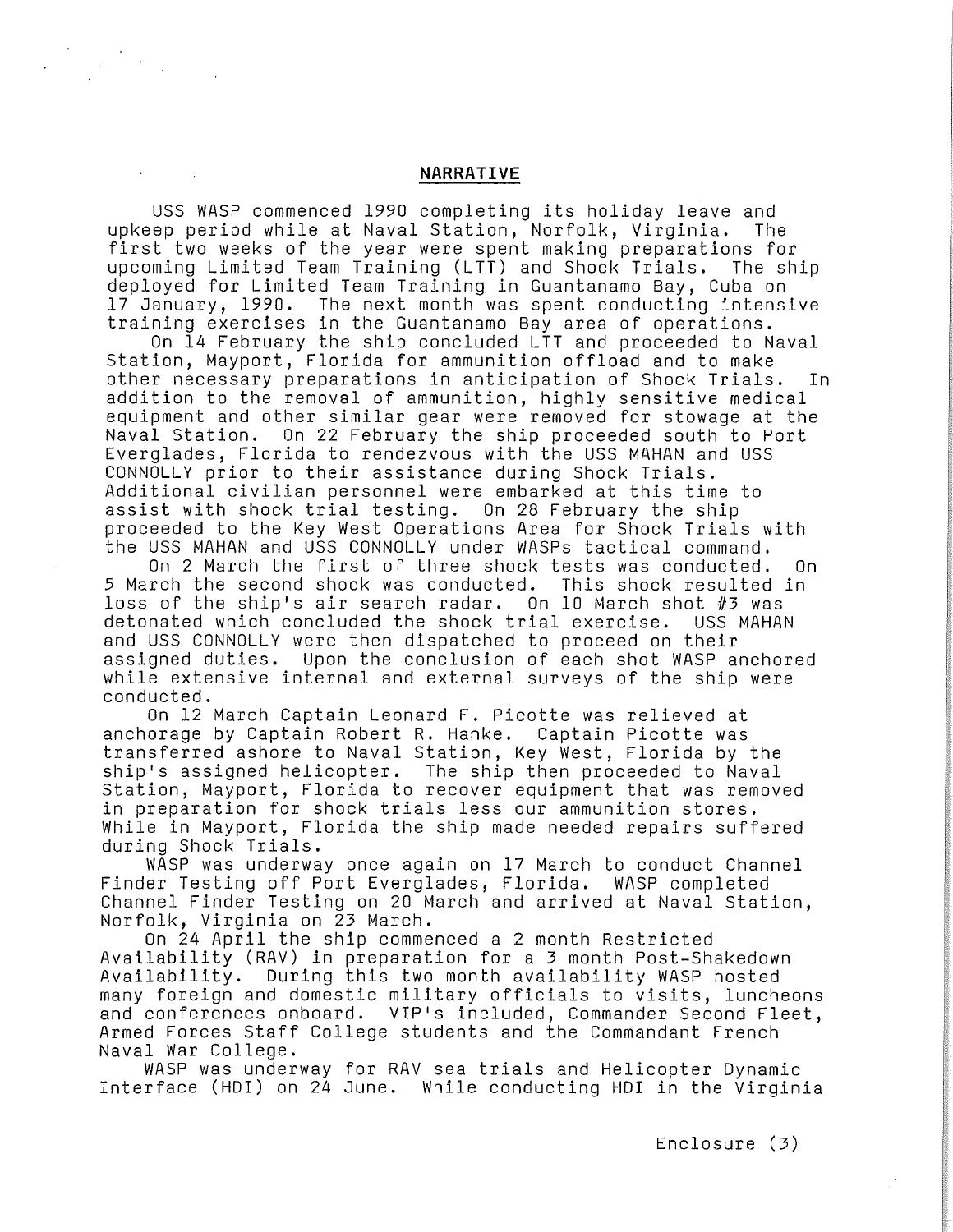## NARRATIVE

USS WASP commenced 1990 completing its holiday leave and upkeep period while at Naval Station, Norfolk, Virginia. The first two weeks of the year were spent making preparations for upcoming Limited Team Training (LTT) and Shock Trials. The ship deployed for Limited Team Training in Guantanamo Bay, Cuba on 17 January, 1990. The next month was spent conducting intensive training exercises in the Guantanamo Bay area of operations.

On 14 February the ship concluded LTT and proceeded to Naval Station, Mayport, Florida for ammunition offload and to make other necessary preparations in anticipation of Shock Trials. In addition to the removal of ammunition, highly sensitive medical equipment and other similar gear were removed for stowage at the Naval Station. On 22 February the ship proceeded south to Port Everglades, Florida to rendezvous with the USS MAHAN and USS CONNOLLY prior to their assistance during Shock Trials. Additional civilian personnel were embarked at this time to assist with shock trial testing. On 28 February the ship proceeded to the Key West Operations Area for Shock Trials with the USS MAHAN and USS CONNOLLY under WASPs tactical command.

On 2 March the first of three shock tests was conducted. On 5 March the second shock was conducted. This shock resulted in loss of the ship's air search radar. On 10 March shot #3 was detonated which concluded the shock trial exercise. USS MAHAN and USS CONNOLLY were then dispatched to proceed on their assigned duties. Upon the conclusion of each shot WASP anchored while extensive internal and external surveys of the ship were conducted.

On 12 March Captain Leonard F. Picotte was relieved at anchorage by Captain Robert R. Hanke. Captain Picotte was transferred ashore to Naval Station, Key West, Florida by the ship's assigned helicopter. The ship then proceeded to Naval Station, Mayport, Florida to recover equipment that was removed in preparation for shock trials less our ammunition stores. While in Mayport, Florida the ship made needed repairs suffered during Shock Trials.

WASP was underway once again on 17 March to conduct Channel Finder Testing off Port Everglades, Florida. WASP completed Channel Finder Testing on 20 March and arrived at Naval Station, Norfolk, Virginia on 23 March.

On 24 April the ship commenced a 2 month Restricted Availability (RAV) in preparation for a 3 month Post-Shakedown Availability. During this two month availability WASP hosted many foreign and domestic military officials to visits, luncheons and conferences onboard. VIP's included, Commander Second Fleet, Armed Forces Staff College students and the Commandant French Naval War College.

WASP was underway for RAV sea trials and Helicopter Dynamic Interface (HDI) on 24 June. While conducting HDI in the Virginia

Enclosure (3)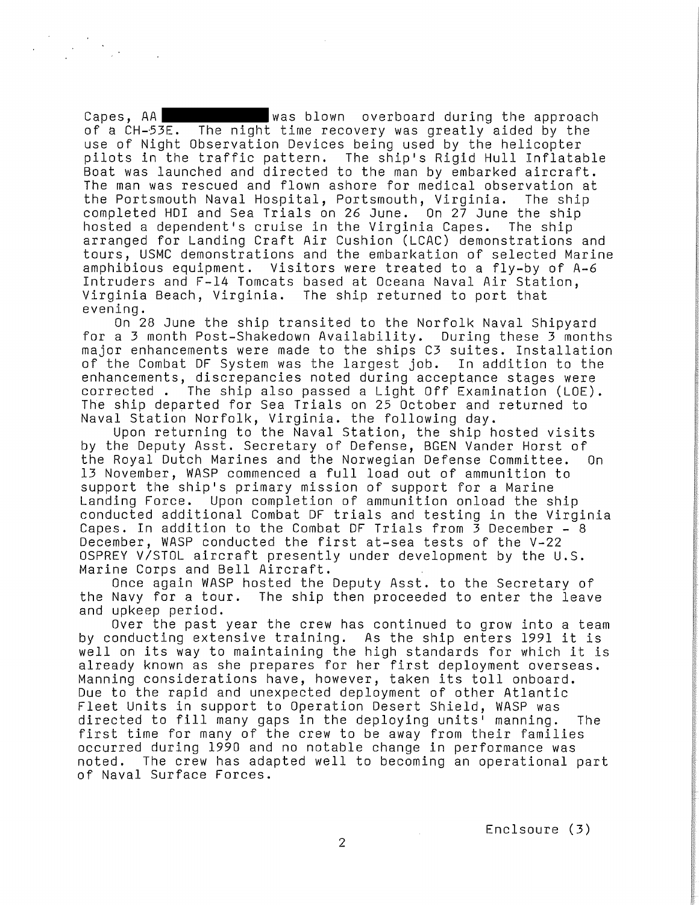Capes, AA ██████████ was blown overboard during the approach of a CH-53E. The night time recovery was greatly aided by the use of Night Observation Devices being used by the helicopter pilots in the traffic pattern. The ship's Rigid Hull Inflatable Boat was launched and directed to the man by embarked aircraft. The man was rescued and flown ashore for medical observation at the Portsmouth Naval Hospital, Portsmouth, Virginia. The ship completed HDI and Sea Trials on 26 June. On 27 June the ship hosted a dependent's cruise in the Virginia Capes. The ship arranged for Landing Craft Air Cushion (LCAC) demonstrations and tours, USMC demonstrations and the embarkation of selected Marine amphibious equipment. Visitors were treated to a fly-by of A-6 Intruders and F-14 Tomcats based at Oceana Naval Air Station, Virginia Beach, Virginia. The ship returned to port that evening.

On 28 June the ship transited to the Norfolk Naval Shipyard for a 3 month Post-Shakedown Availability. During these 3 months major enhancements were made to the ships C3 suites. Installation of the Combat DF System was the largest job. In addition to the enhancements, discrepancies noted during acceptance stages were corrected . The ship also passed a Light Off Examination (LOE). The ship departed for Sea Trials on 25 October and returned to Naval Station Norfolk, Virginia. the following day.

Upon returning to the Naval Station, the ship hosted visits by the Deputy Asst. Secretary of Defense, BGEN Vander Horst of the Royal Dutch Marines and the Norwegian Defense Committee. On 13 November, WASP commenced a full load out of ammunition to support the ship's primary mission of support for a Marine Landing Force. Upon completion of ammunition onload the ship conducted additional Combat DF trials and testing in the Virginia Capes. In addition to the Combat DF Trials from 3 December - 8 December, WASP conducted the first at-sea tests of the V-22 OSPREY V/STOL aircraft presently under development by the U.S. Marine Corps and Bell Aircraft.

Once again WASP hosted the Deputy Asst. to the Secretary of the Navy for a tour. The ship then proceeded to enter the leave and upkeep period.

Over the past year the crew has continued to grow into a team by conducting extensive training. As the ship enters 1991 it is well on its way to maintaining the high standards for which it is already known as she prepares for her first deployment overseas. Manning considerations have, however, taken its toll onboard. Due to the rapid and unexpected deployment of other Atlantic Fleet Units in support to Operation Desert Shield, WASP was directed to fill many gaps in the deploying units' manning. The first time for many of the crew to be away from their families occurred during 1990 and no notable change in performance was noted. The crew has adapted well to becoming an operational part of Naval Surface Forces.

Enclsoure (3)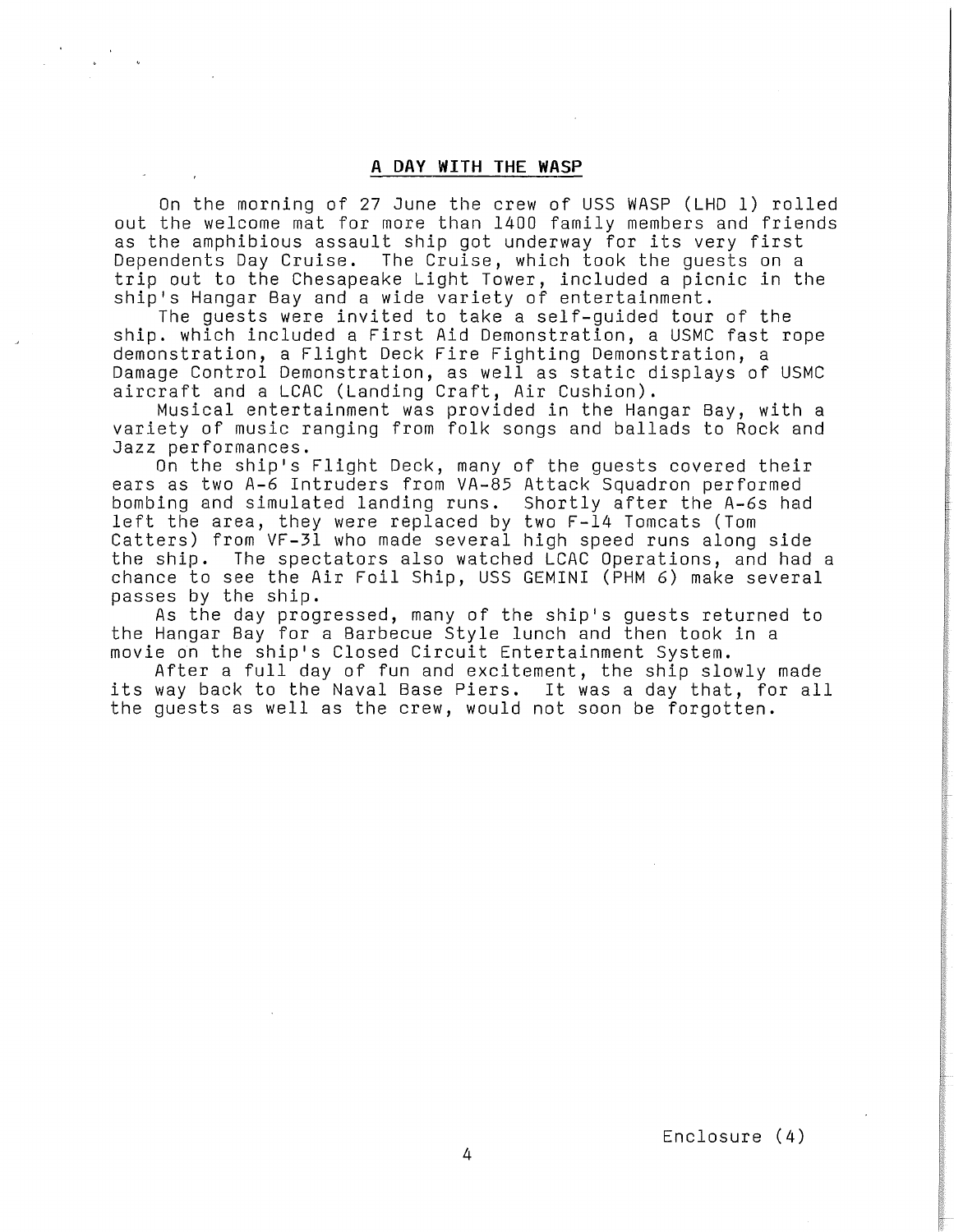## A DAY WITH THE WASP

On the morning of 27 June the crew of USS WASP (LHD 1) rolled out the welcome mat for more than 1400 family members and friends as the amphibious assault ship got underway for its very first Dependents Day Cruise. The Cruise, which took the guests on a trip out to the Chesapeake Light Tower, included a picnic in the ship's Hangar Bay and a wide variety of entertainment.

The guests were invited to take a self-guided tour of the ship. which included a First Aid Demonstration, a USMC fast rope demonstration, a Flight Deck Fire Fighting Demonstration, a Damage Control Demonstration, as well as static displays of USMC aircraft and a LCAC (Landing Craft, Air Cushion).

Musical entertainment was provided in the Hangar Bay, with a variety of music ranging from folk songs and ballads to Rock and Jazz performances.

On the ship's Flight Deck, many of the guests covered their ears as two A-6 Intruders from VA-85 Attack Squadron performed bombing and simulated landing runs. Shortly after the A-6s had left the area, they were replaced by two F-14 Tomcats (Tom Catters) from VF-31 who made several high speed runs along side the ship. The spectators also watched LCAC Operations, and had a chance to see the Air Foil Ship, USS GEMINI (PHM 6) make several passes by the ship.

As the day progressed, many of the ship's guests returned to the Hangar Bay for a Barbecue Style lunch and then took in a movie on the ship's Closed Circuit Entertainment System.

After a full day of fun and excitement, the ship slowly made its way back to the Naval Base Piers. It was a day that, for all the guests as well as the crew, would not soon be forgotten.

Enclosure (4)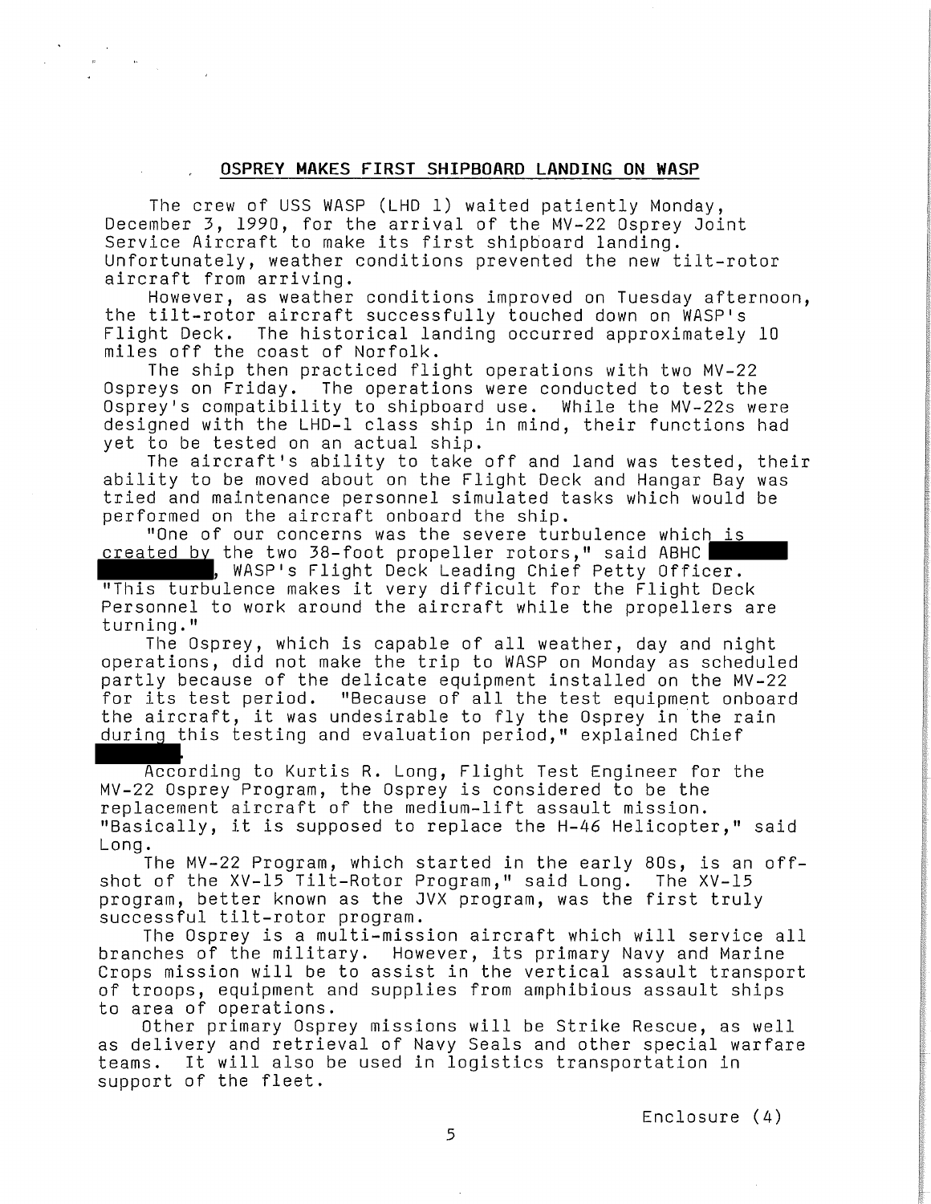## OSPREY MAKES FIRST SHIPBOARD LANDING ON WASP

The crew of USS WASP (LHD 1) waited patiently Monday, December 3, 1990, for the arrival of the MV-22 Osprey Joint Service Aircraft to make its first shipboard landing. Unfortunately, weather conditions prevented the new tilt-rotor aircraft from arriving.

However, as weather conditions improved on Tuesday afternoon, the tilt-rotor aircraft successfully touched down on WASP's Flight Deck. The historical landing occurred approximately 10 miles off the coast of Norfolk.

The ship then practiced flight operations with two MV-22 Ospreys on Friday. The operations were conducted to test the Osprey's compatibility to shipboard use. While the MV-22s were designed with the LHD-1 class ship in mind, their functions had yet to be tested on an actual ship.

The aircraft's ability to take off and land was tested, their ability to be moved about on the Flight Deck and Hangar Bay was tried and maintenance personnel simulated tasks which would be performed on the aircraft onboard the ship.

"One of our concerns was the severe turbulence which is created by the two 38-foot propeller rotors," said ABHC [REDACTED], WASP's Flight Deck Leading Chief Petty Officer. "This turbulence makes it very difficult for the Flight Deck Personnel to work around the aircraft while the propellers are turning."

The Osprey, which is capable of all weather, day and night operations, did not make the trip to WASP on Monday as scheduled partly because of the delicate equipment installed on the MV-22 for its test period. "Because of all the test equipment onboard the aircraft, it was undesirable to fly the Osprey in the rain during this testing and evaluation period," explained Chief [REDACTED].

According to Kurtis R. Long, Flight Test Engineer for the MV-22 Osprey Program, the Osprey is considered to be the replacement aircraft of the medium-lift assault mission. "Basically, it is supposed to replace the H-46 Helicopter," said Long.

The MV-22 Program, which started in the early 80s, is an off-shot of the XV-15 Tilt-Rotor Program," said Long. The XV-15 program, better known as the JVX program, was the first truly successful tilt-rotor program.

The Osprey is a multi-mission aircraft which will service all branches of the military. However, its primary Navy and Marine Crops mission will be to assist in the vertical assault transport of troops, equipment and supplies from amphibious assault ships to area of operations.

Other primary Osprey missions will be Strike Rescue, as well as delivery and retrieval of Navy Seals and other special warfare teams. It will also be used in logistics transportation in support of the fleet.

Enclosure (4)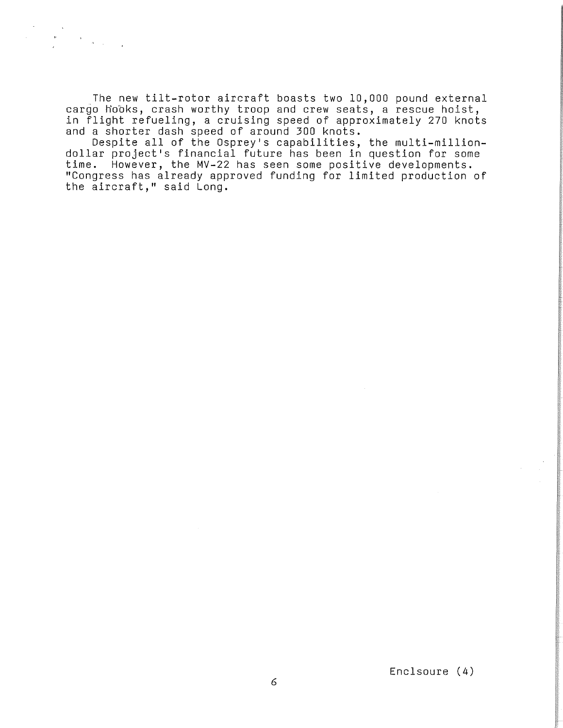The new tilt-rotor aircraft boasts two 10,000 pound external cargo hooks, crash worthy troop and crew seats, a rescue hoist, in flight refueling, a cruising speed of approximately 270 knots and a shorter dash speed of around 300 knots.

Despite all of the Osprey's capabilities, the multi-million-dollar project's financial future has been in question for some time. However, the MV-22 has seen some positive developments. "Congress has already approved funding for limited production of the aircraft," said Long.

Enclsoure (4)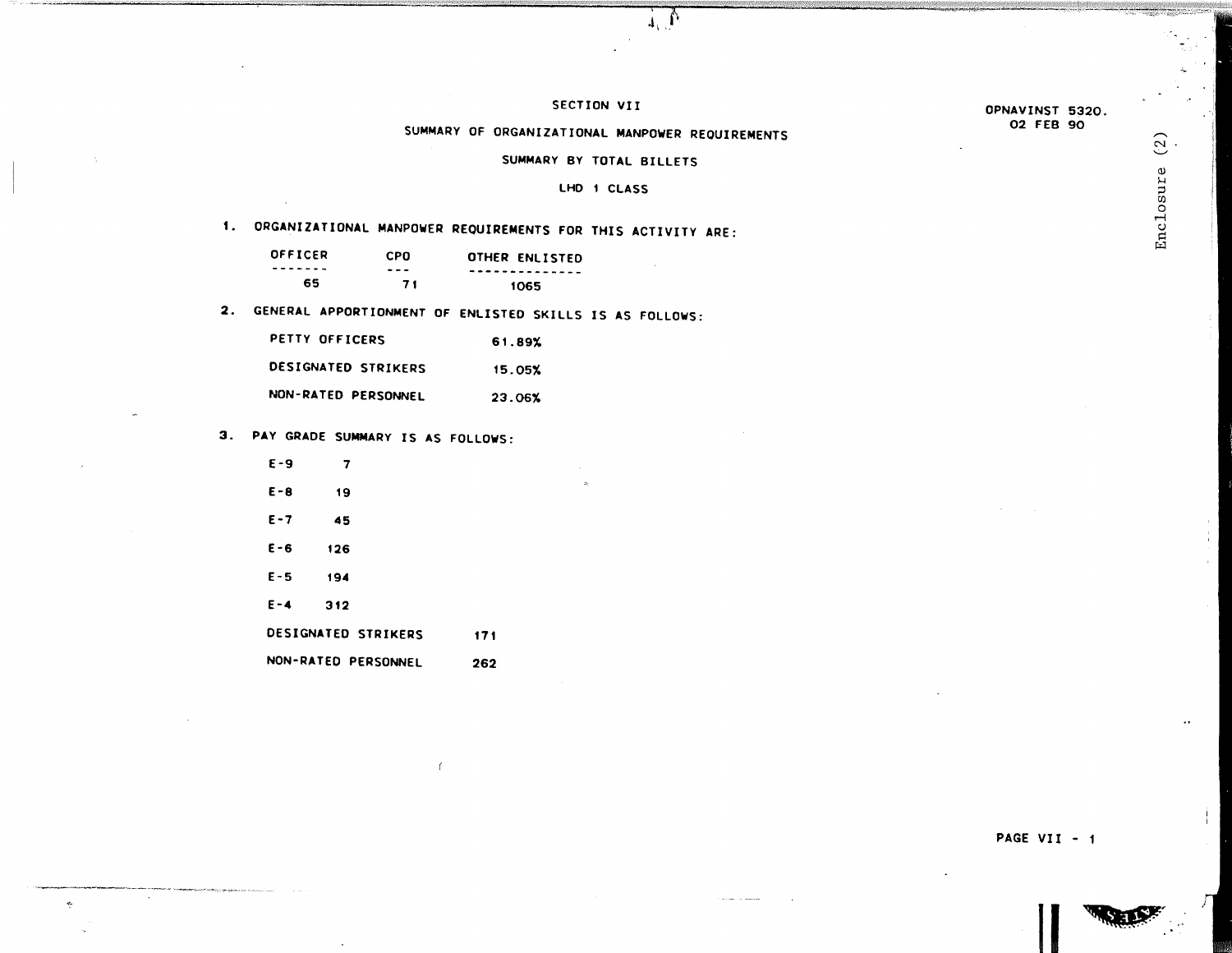OPNAVINST 5320.
02 FEB 90

Enclosure (2)

## SECTION VII

## SUMMARY OF ORGANIZATIONAL MANPOWER REQUIREMENTS

### SUMMARY BY TOTAL BILLETS

### LHD 1 CLASS

1. ORGANIZATIONAL MANPOWER REQUIREMENTS FOR THIS ACTIVITY ARE:

| OFFICER | CPO | OTHER ENLISTED |
|---|---|---|
| 65 | 71 | 1065 |

2. GENERAL APPORTIONMENT OF ENLISTED SKILLS IS AS FOLLOWS:

| | |
|---|---|
| PETTY OFFICERS | 61.89% |
| DESIGNATED STRIKERS | 15.05% |
| NON-RATED PERSONNEL | 23.06% |

3. PAY GRADE SUMMARY IS AS FOLLOWS:

| | |
|---|---|
| E-9 | 7 |
| E-8 | 19 |
| E-7 | 45 |
| E-6 | 126 |
| E-5 | 194 |
| E-4 | 312 |
| DESIGNATED STRIKERS | 171 |
| NON-RATED PERSONNEL | 262 |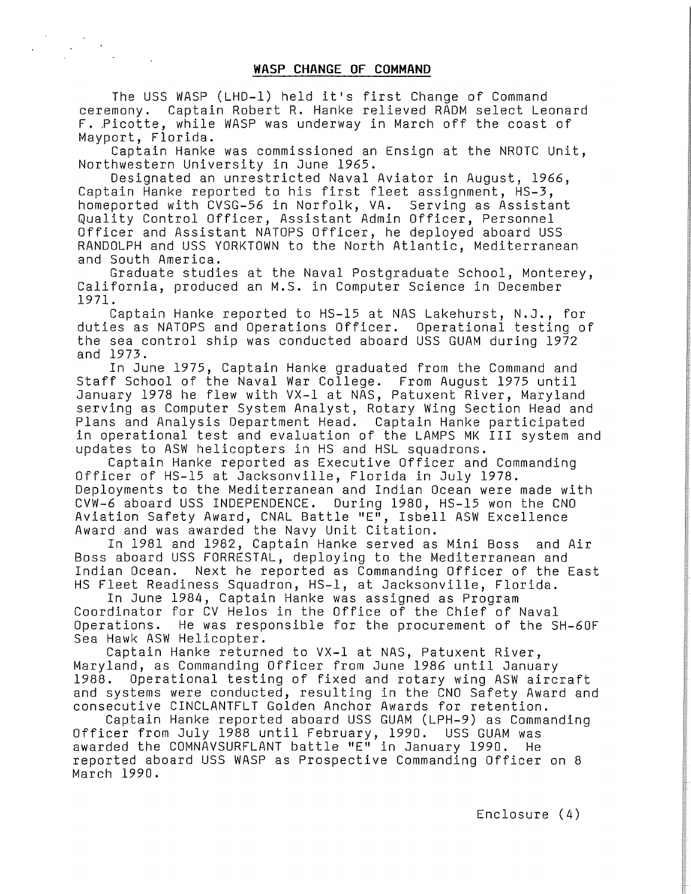## WASP CHANGE OF COMMAND

The USS WASP (LHD-1) held it's first Change of Command ceremony. Captain Robert R. Hanke relieved RADM select Leonard F. Picotte, while WASP was underway in March off the coast of Mayport, Florida.

Captain Hanke was commissioned an Ensign at the NROTC Unit, Northwestern University in June 1965.

Designated an unrestricted Naval Aviator in August, 1966, Captain Hanke reported to his first fleet assignment, HS-3, homeported with CVSG-56 in Norfolk, VA. Serving as Assistant Quality Control Officer, Assistant Admin Officer, Personnel Officer and Assistant NATOPS Officer, he deployed aboard USS RANDOLPH and USS YORKTOWN to the North Atlantic, Mediterranean and South America.

Graduate studies at the Naval Postgraduate School, Monterey, California, produced an M.S. in Computer Science in December 1971.

Captain Hanke reported to HS-15 at NAS Lakehurst, N.J., for duties as NATOPS and Operations Officer. Operational testing of the sea control ship was conducted aboard USS GUAM during 1972 and 1973.

In June 1975, Captain Hanke graduated from the Command and Staff School of the Naval War College. From August 1975 until January 1978 he flew with VX-1 at NAS, Patuxent River, Maryland serving as Computer System Analyst, Rotary Wing Section Head and Plans and Analysis Department Head. Captain Hanke participated in operational test and evaluation of the LAMPS MK III system and updates to ASW helicopters in HS and HSL squadrons.

Captain Hanke reported as Executive Officer and Commanding Officer of HS-15 at Jacksonville, Florida in July 1978. Deployments to the Mediterranean and Indian Ocean were made with CVW-6 aboard USS INDEPENDENCE. During 1980, HS-15 won the CNO Aviation Safety Award, CNAL Battle "E", Isbell ASW Excellence Award and was awarded the Navy Unit Citation.

In 1981 and 1982, Captain Hanke served as Mini Boss and Air Boss aboard USS FORRESTAL, deploying to the Mediterranean and Indian Ocean. Next he reported as Commanding Officer of the East HS Fleet Readiness Squadron, HS-1, at Jacksonville, Florida.

In June 1984, Captain Hanke was assigned as Program Coordinator for CV Helos in the Office of the Chief of Naval Operations. He was responsible for the procurement of the SH-60F Sea Hawk ASW Helicopter.

Captain Hanke returned to VX-1 at NAS, Patuxent River, Maryland, as Commanding Officer from June 1986 until January 1988. Operational testing of fixed and rotary wing ASW aircraft and systems were conducted, resulting in the CNO Safety Award and consecutive CINCLANTFLT Golden Anchor Awards for retention.

Captain Hanke reported aboard USS GUAM (LPH-9) as Commanding Officer from July 1988 until February, 1990. USS GUAM was awarded the COMNAVSURFLANT battle "E" in January 1990. He reported aboard USS WASP as Prospective Commanding Officer on 8 March 1990.

Enclosure (4)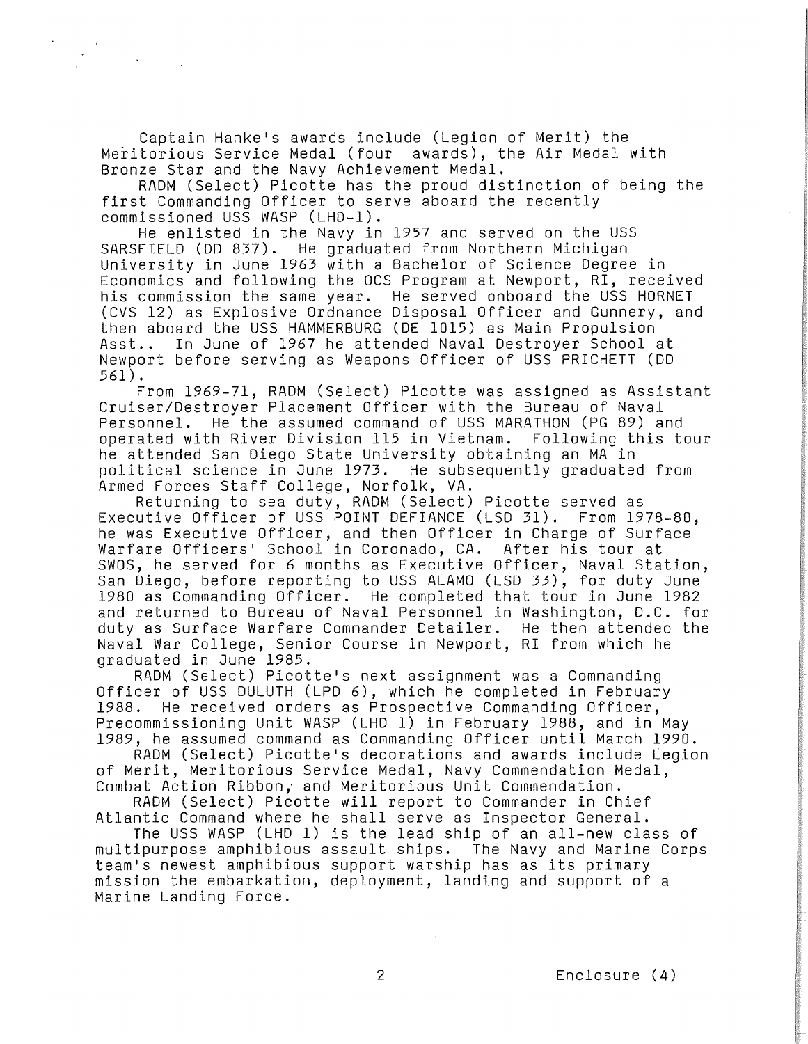Captain Hanke's awards include (Legion of Merit) the Meritorious Service Medal (four awards), the Air Medal with Bronze Star and the Navy Achievement Medal.

RADM (Select) Picotte has the proud distinction of being the first Commanding Officer to serve aboard the recently commissioned USS WASP (LHD-1).

He enlisted in the Navy in 1957 and served on the USS SARSFIELD (DD 837). He graduated from Northern Michigan University in June 1963 with a Bachelor of Science Degree in Economics and following the OCS Program at Newport, RI, received his commission the same year. He served onboard the USS HORNET (CVS 12) as Explosive Ordnance Disposal Officer and Gunnery, and then aboard the USS HAMMERBURG (DE 1015) as Main Propulsion Asst.. In June of 1967 he attended Naval Destroyer School at Newport before serving as Weapons Officer of USS PRICHETT (DD 561).

From 1969-71, RADM (Select) Picotte was assigned as Assistant Cruiser/Destroyer Placement Officer with the Bureau of Naval Personnel. He the assumed command of USS MARATHON (PG 89) and operated with River Division 115 in Vietnam. Following this tour he attended San Diego State University obtaining an MA in political science in June 1973. He subsequently graduated from Armed Forces Staff College, Norfolk, VA.

Returning to sea duty, RADM (Select) Picotte served as Executive Officer of USS POINT DEFIANCE (LSD 31). From 1978-80, he was Executive Officer, and then Officer in Charge of Surface Warfare Officers' School in Coronado, CA. After his tour at SWOS, he served for 6 months as Executive Officer, Naval Station, San Diego, before reporting to USS ALAMO (LSD 33), for duty June 1980 as Commanding Officer. He completed that tour in June 1982 and returned to Bureau of Naval Personnel in Washington, D.C. for duty as Surface Warfare Commander Detailer. He then attended the Naval War College, Senior Course in Newport, RI from which he graduated in June 1985.

RADM (Select) Picotte's next assignment was a Commanding Officer of USS DULUTH (LPD 6), which he completed in February 1988. He received orders as Prospective Commanding Officer, Precommissioning Unit WASP (LHD 1) in February 1988, and in May 1989, he assumed command as Commanding Officer until March 1990.

RADM (Select) Picotte's decorations and awards include Legion of Merit, Meritorious Service Medal, Navy Commendation Medal, Combat Action Ribbon, and Meritorious Unit Commendation.

RADM (Select) Picotte will report to Commander in Chief Atlantic Command where he shall serve as Inspector General.

The USS WASP (LHD 1) is the lead ship of an all-new class of multipurpose amphibious assault ships. The Navy and Marine Corps team's newest amphibious support warship has as its primary mission the embarkation, deployment, landing and support of a Marine Landing Force.

Enclosure (4)